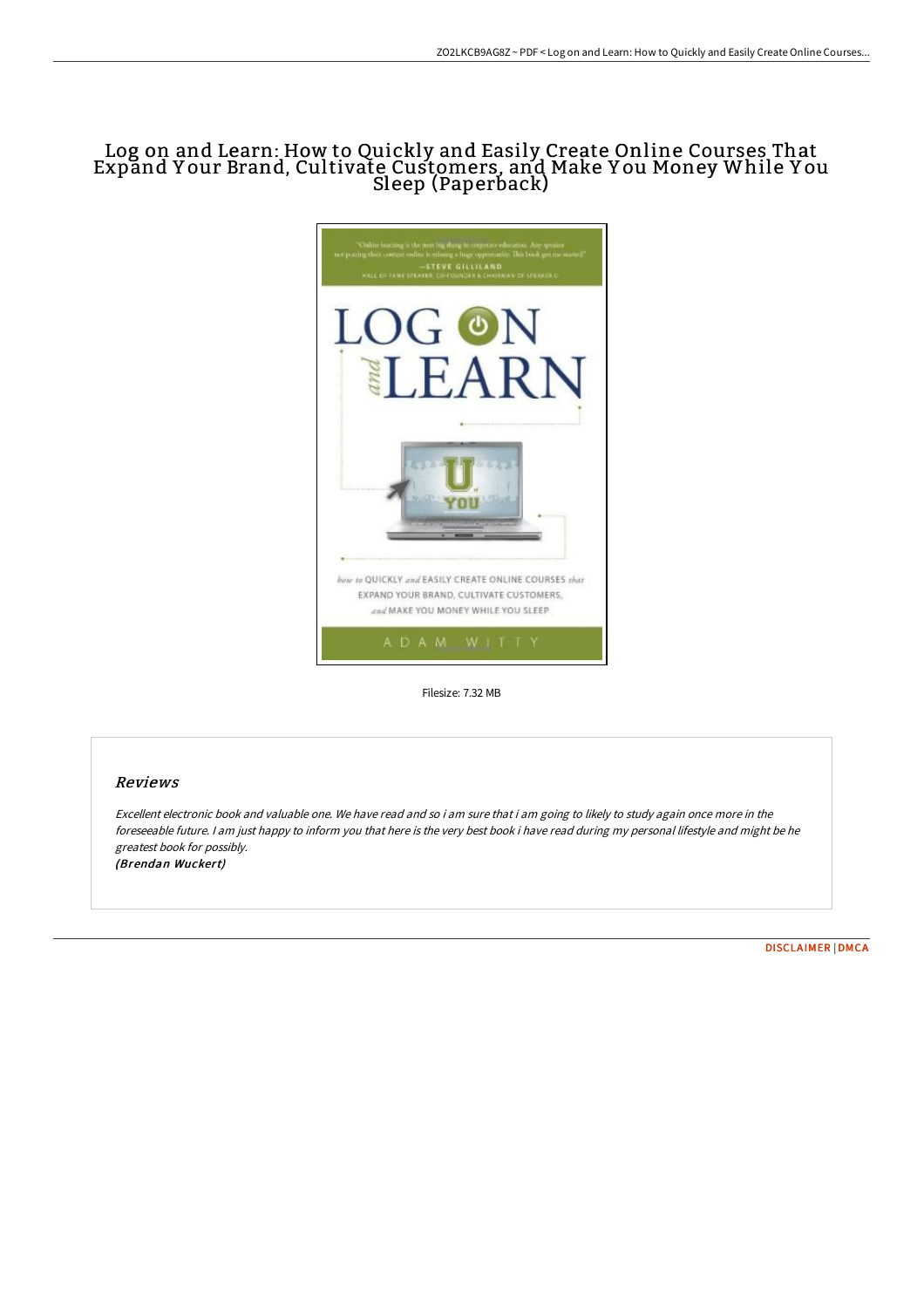# Log on and Learn: How to Quickly and Easily Create Online Courses That Expand Your Brand, Cultivate Customers, and Make You Money While You Sleep (Paperback)

Filesize: 7.32 MB

## Reviews

*Excellent electronic book and valuable one. We have read and so i am sure that i am going to likely to study again once more in the foreseeable future. I am just happy to inform you that here is the very best book i have read during my personal lifestyle and might be he greatest book for possibly.*
*(Brendan Wuckert)*

DISCLAIMER | DMCA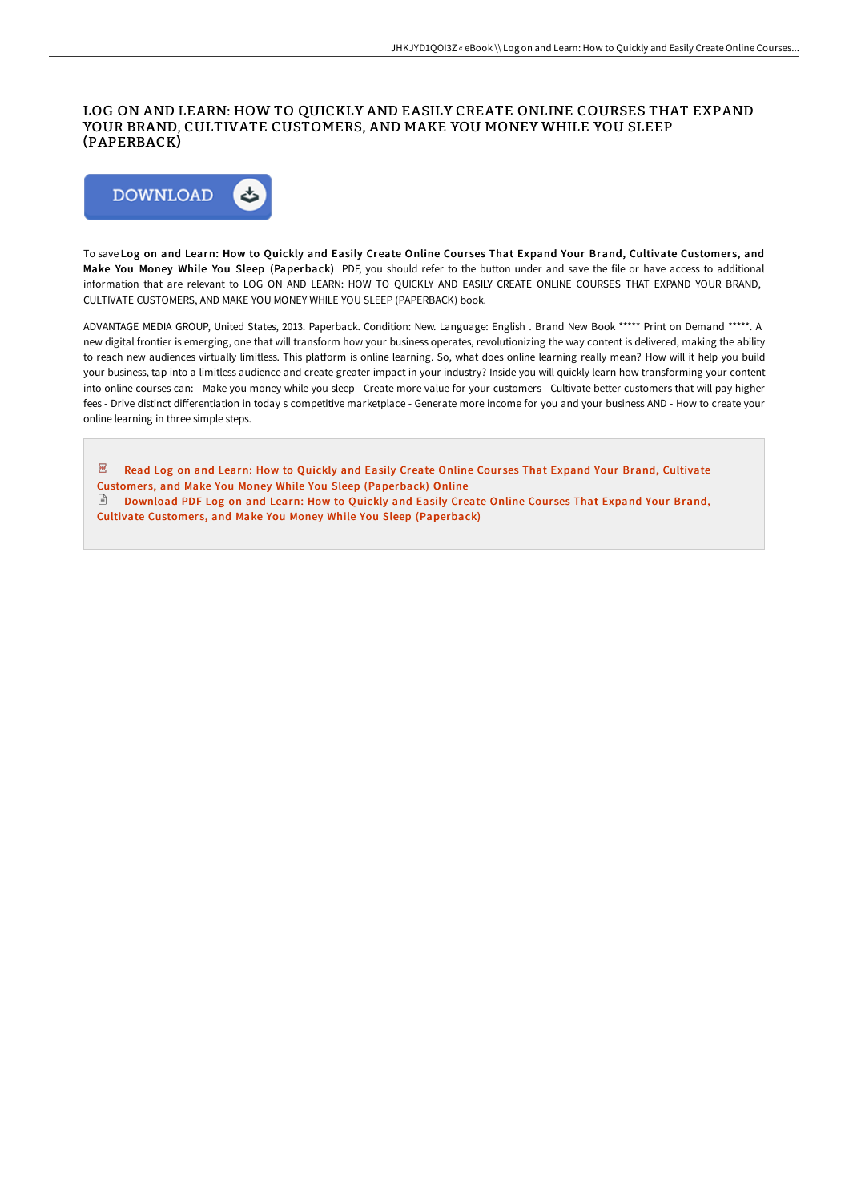# LOG ON AND LEARN: HOW TO QUICKLY AND EASILY CREATE ONLINE COURSES THAT EXPAND YOUR BRAND, CULTIVATE CUSTOMERS, AND MAKE YOU MONEY WHILE YOU SLEEP (PAPERBACK)

DOWNLOAD

To save **Log on and Learn: How to Quickly and Easily Create Online Courses That Expand Your Brand, Cultivate Customers, and Make You Money While You Sleep (Paperback)** PDF, you should refer to the button under and save the file or have access to additional information that are relevant to LOG ON AND LEARN: HOW TO QUICKLY AND EASILY CREATE ONLINE COURSES THAT EXPAND YOUR BRAND, CULTIVATE CUSTOMERS, AND MAKE YOU MONEY WHILE YOU SLEEP (PAPERBACK) book.

ADVANTAGE MEDIA GROUP, United States, 2013. Paperback. Condition: New. Language: English . Brand New Book ***** Print on Demand *****. A new digital frontier is emerging, one that will transform how your business operates, revolutionizing the way content is delivered, making the ability to reach new audiences virtually limitless. This platform is online learning. So, what does online learning really mean? How will it help you build your business, tap into a limitless audience and create greater impact in your industry? Inside you will quickly learn how transforming your content into online courses can: - Make you money while you sleep - Create more value for your customers - Cultivate better customers that will pay higher fees - Drive distinct differentiation in today s competitive marketplace - Generate more income for you and your business AND - How to create your online learning in three simple steps.

Read Log on and Learn: How to Quickly and Easily Create Online Courses That Expand Your Brand, Cultivate Customers, and Make You Money While You Sleep (Paperback) Online

Download PDF Log on and Learn: How to Quickly and Easily Create Online Courses That Expand Your Brand, Cultivate Customers, and Make You Money While You Sleep (Paperback)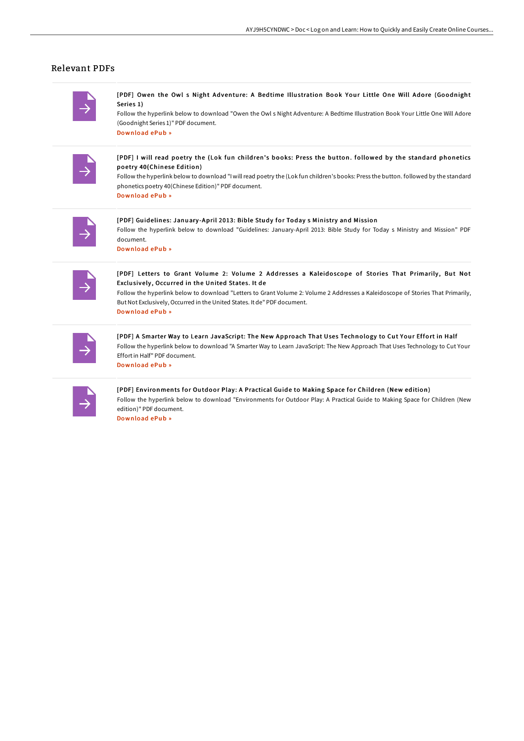## Relevant PDFs

[PDF] Owen the Owl s Night Adventure: A Bedtime Illustration Book Your Little One Will Adore (Goodnight Series 1)

Follow the hyperlink below to download "Owen the Owl s Night Adventure: A Bedtime Illustration Book Your Little One Will Adore (Goodnight Series 1)" PDF document.

Download ePub »

[PDF] I will read poetry the (Lok fun children's books: Press the button. followed by the standard phonetics poetry 40(Chinese Edition)

Follow the hyperlink below to download "I will read poetry the (Lok fun children's books: Press the button. followed by the standard phonetics poetry 40(Chinese Edition)" PDF document.

Download ePub »

[PDF] Guidelines: January-April 2013: Bible Study for Today s Ministry and Mission

Follow the hyperlink below to download "Guidelines: January-April 2013: Bible Study for Today s Ministry and Mission" PDF document.

Download ePub »

[PDF] Letters to Grant Volume 2: Volume 2 Addresses a Kaleidoscope of Stories That Primarily, But Not Exclusively, Occurred in the United States. It de

Follow the hyperlink below to download "Letters to Grant Volume 2: Volume 2 Addresses a Kaleidoscope of Stories That Primarily, But Not Exclusively, Occurred in the United States. It de" PDF document.

Download ePub »

[PDF] A Smarter Way to Learn JavaScript: The New Approach That Uses Technology to Cut Your Effort in Half

Follow the hyperlink below to download "A Smarter Way to Learn JavaScript: The New Approach That Uses Technology to Cut Your Effort in Half" PDF document.

Download ePub »

[PDF] Environments for Outdoor Play: A Practical Guide to Making Space for Children (New edition)

Follow the hyperlink below to download "Environments for Outdoor Play: A Practical Guide to Making Space for Children (New edition)" PDF document.

Download ePub »